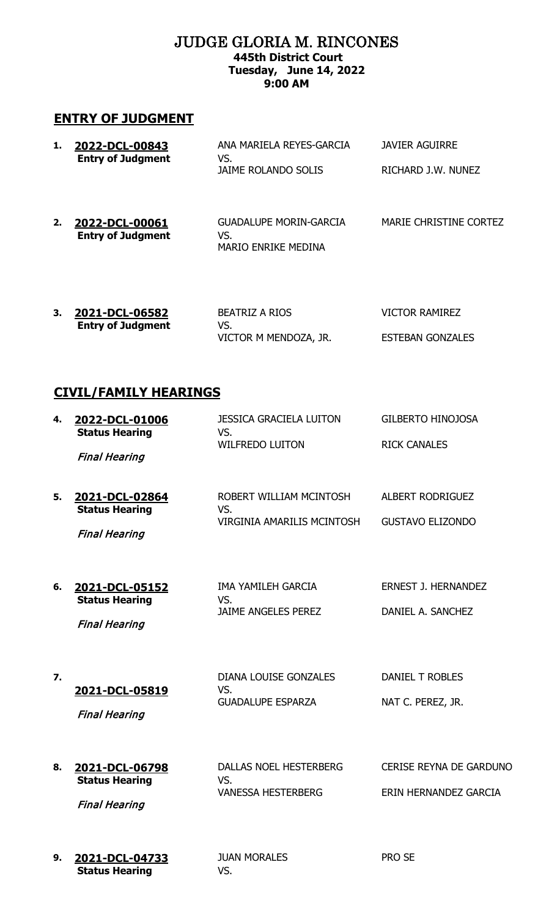# JUDGE GLORIA M. RINCONES

**445th District Court**
**Tuesday, June 14, 2022**
**9:00 AM**

## ENTRY OF JUDGMENT

| # | Case | Parties | Attorney |
|---|---|---|---|
| 1. | **2022-DCL-00843** **Entry of Judgment** | ANA MARIELA REYES-GARCIA VS. JAIME ROLANDO SOLIS | JAVIER AGUIRRE / RICHARD J.W. NUNEZ |
| 2. | **2022-DCL-00061** **Entry of Judgment** | GUADALUPE MORIN-GARCIA VS. MARIO ENRIKE MEDINA | MARIE CHRISTINE CORTEZ |
| 3. | **2021-DCL-06582** **Entry of Judgment** | BEATRIZ A RIOS VS. VICTOR M MENDOZA, JR. | VICTOR RAMIREZ / ESTEBAN GONZALES |

## CIVIL/FAMILY HEARINGS

| # | Case | Parties | Attorney |
|---|---|---|---|
| 4. | **2022-DCL-01006** **Status Hearing** *Final Hearing* | JESSICA GRACIELA LUITON VS. WILFREDO LUITON | GILBERTO HINOJOSA / RICK CANALES |
| 5. | **2021-DCL-02864** **Status Hearing** *Final Hearing* | ROBERT WILLIAM MCINTOSH VS. VIRGINIA AMARILIS MCINTOSH | ALBERT RODRIGUEZ / GUSTAVO ELIZONDO |
| 6. | **2021-DCL-05152** **Status Hearing** *Final Hearing* | IMA YAMILEH GARCIA VS. JAIME ANGELES PEREZ | ERNEST J. HERNANDEZ / DANIEL A. SANCHEZ |
| 7. | **2021-DCL-05819** *Final Hearing* | DIANA LOUISE GONZALES VS. GUADALUPE ESPARZA | DANIEL T ROBLES / NAT C. PEREZ, JR. |
| 8. | **2021-DCL-06798** **Status Hearing** *Final Hearing* | DALLAS NOEL HESTERBERG VS. VANESSA HESTERBERG | CERISE REYNA DE GARDUNO / ERIN HERNANDEZ GARCIA |
| 9. | **2021-DCL-04733** **Status Hearing** | JUAN MORALES VS. | PRO SE |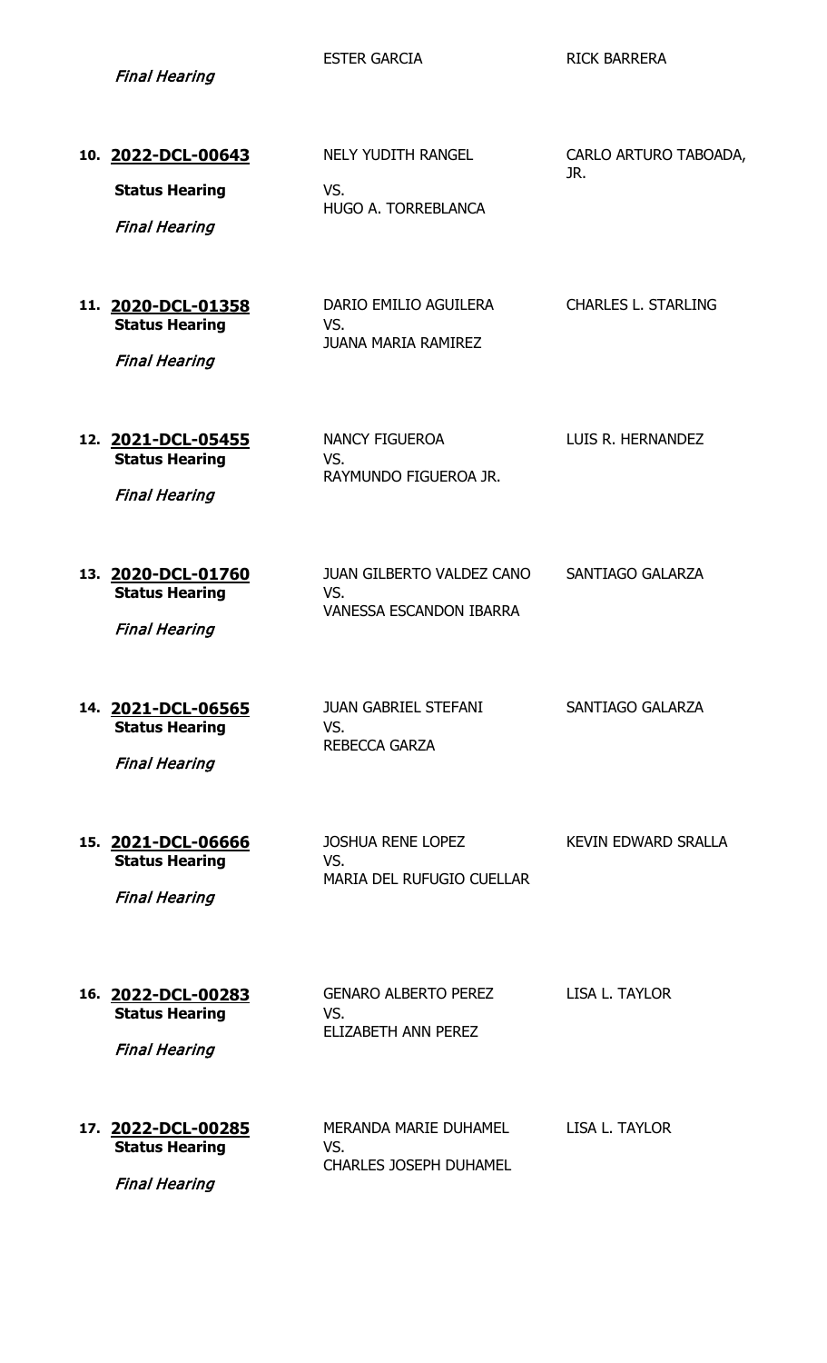| | | |
|---|---|---|
| *Final Hearing* | ESTER GARCIA | RICK BARRERA |
| 10. **2022-DCL-00643**<br>**Status Hearing**<br>*Final Hearing* | NELY YUDITH RANGEL<br>VS.<br>HUGO A. TORREBLANCA | CARLO ARTURO TABOADA, JR. |
| 11. **2020-DCL-01358**<br>**Status Hearing**<br>*Final Hearing* | DARIO EMILIO AGUILERA<br>VS.<br>JUANA MARIA RAMIREZ | CHARLES L. STARLING |
| 12. **2021-DCL-05455**<br>**Status Hearing**<br>*Final Hearing* | NANCY FIGUEROA<br>VS.<br>RAYMUNDO FIGUEROA JR. | LUIS R. HERNANDEZ |
| 13. **2020-DCL-01760**<br>**Status Hearing**<br>*Final Hearing* | JUAN GILBERTO VALDEZ CANO<br>VS.<br>VANESSA ESCANDON IBARRA | SANTIAGO GALARZA |
| 14. **2021-DCL-06565**<br>**Status Hearing**<br>*Final Hearing* | JUAN GABRIEL STEFANI<br>VS.<br>REBECCA GARZA | SANTIAGO GALARZA |
| 15. **2021-DCL-06666**<br>**Status Hearing**<br>*Final Hearing* | JOSHUA RENE LOPEZ<br>VS.<br>MARIA DEL RUFUGIO CUELLAR | KEVIN EDWARD SRALLA |
| 16. **2022-DCL-00283**<br>**Status Hearing**<br>*Final Hearing* | GENARO ALBERTO PEREZ<br>VS.<br>ELIZABETH ANN PEREZ | LISA L. TAYLOR |
| 17. **2022-DCL-00285**<br>**Status Hearing**<br>*Final Hearing* | MERANDA MARIE DUHAMEL<br>VS.<br>CHARLES JOSEPH DUHAMEL | LISA L. TAYLOR |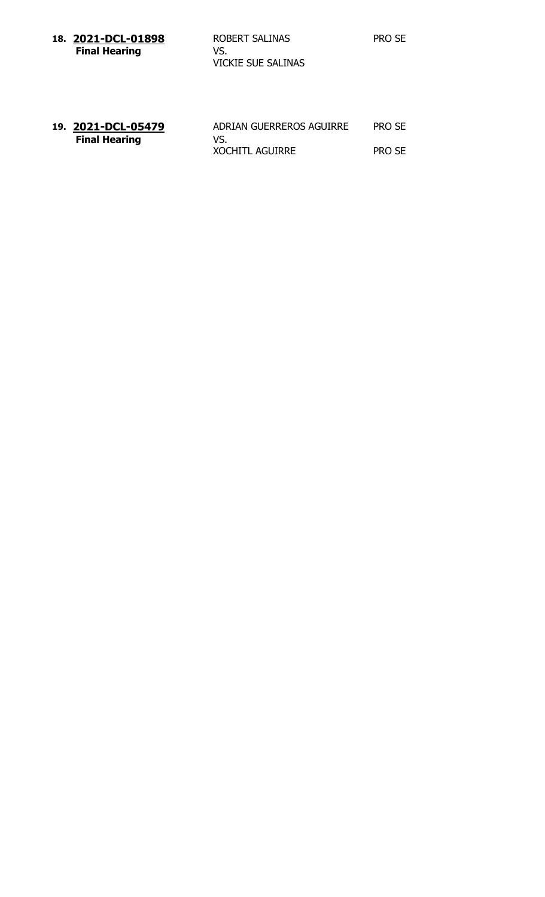18. **2021-DCL-01898**
**Final Hearing**

ROBERT SALINAS — PRO SE
VS.
VICKIE SUE SALINAS

19. **2021-DCL-05479**
**Final Hearing**

ADRIAN GUERREROS AGUIRRE — PRO SE
VS.
XOCHITL AGUIRRE — PRO SE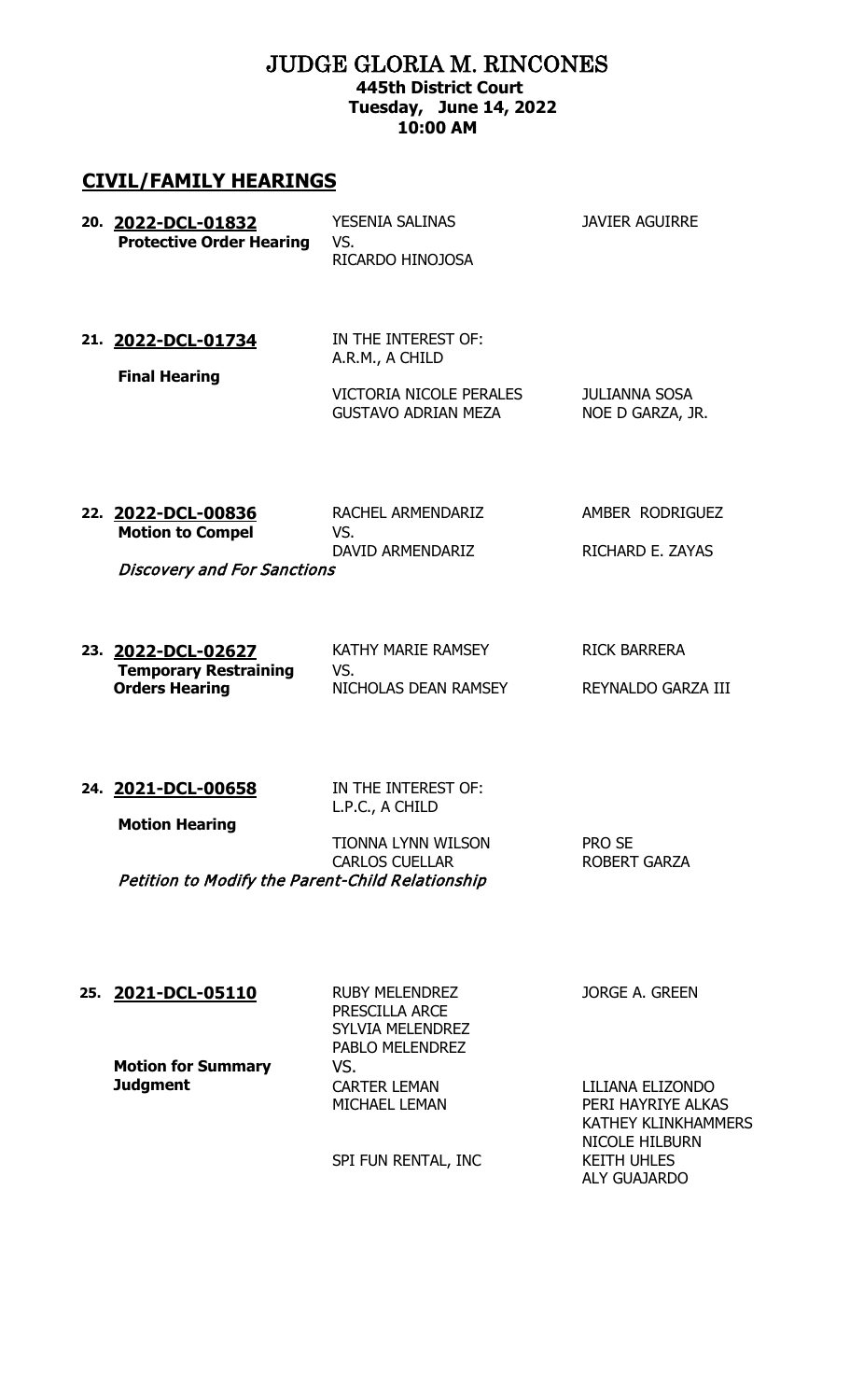# JUDGE GLORIA M. RINCONES

**445th District Court**
**Tuesday, June 14, 2022**
**10:00 AM**

## CIVIL/FAMILY HEARINGS

| Case | Parties | Attorneys |
|---|---|---|
| **20. 2022-DCL-01832**<br>**Protective Order Hearing** | YESENIA SALINAS<br>VS.<br>RICARDO HINOJOSA | JAVIER AGUIRRE |
| **21. 2022-DCL-01734**<br>**Final Hearing** | IN THE INTEREST OF:<br>A.R.M., A CHILD<br><br>VICTORIA NICOLE PERALES<br>GUSTAVO ADRIAN MEZA | <br><br><br>JULIANNA SOSA<br>NOE D GARZA, JR. |
| **22. 2022-DCL-00836**<br>**Motion to Compel**<br>*Discovery and For Sanctions* | RACHEL ARMENDARIZ<br>VS.<br>DAVID ARMENDARIZ | AMBER RODRIGUEZ<br><br>RICHARD E. ZAYAS |
| **23. 2022-DCL-02627**<br>**Temporary Restraining Orders Hearing** | KATHY MARIE RAMSEY<br>VS.<br>NICHOLAS DEAN RAMSEY | RICK BARRERA<br><br>REYNALDO GARZA III |
| **24. 2021-DCL-00658**<br>**Motion Hearing**<br>*Petition to Modify the Parent-Child Relationship* | IN THE INTEREST OF:<br>L.P.C., A CHILD<br><br>TIONNA LYNN WILSON<br>CARLOS CUELLAR | <br><br><br>PRO SE<br>ROBERT GARZA |
| **25. 2021-DCL-05110**<br>**Motion for Summary Judgment** | RUBY MELENDREZ<br>PRESCILLA ARCE<br>SYLVIA MELENDREZ<br>PABLO MELENDREZ<br>VS.<br>CARTER LEMAN<br>MICHAEL LEMAN<br><br><br>SPI FUN RENTAL, INC | JORGE A. GREEN<br><br><br><br><br>LILIANA ELIZONDO<br>PERI HAYRIYE ALKAS<br>KATHEY KLINKHAMMERS<br>NICOLE HILBURN<br>KEITH UHLES<br>ALY GUAJARDO |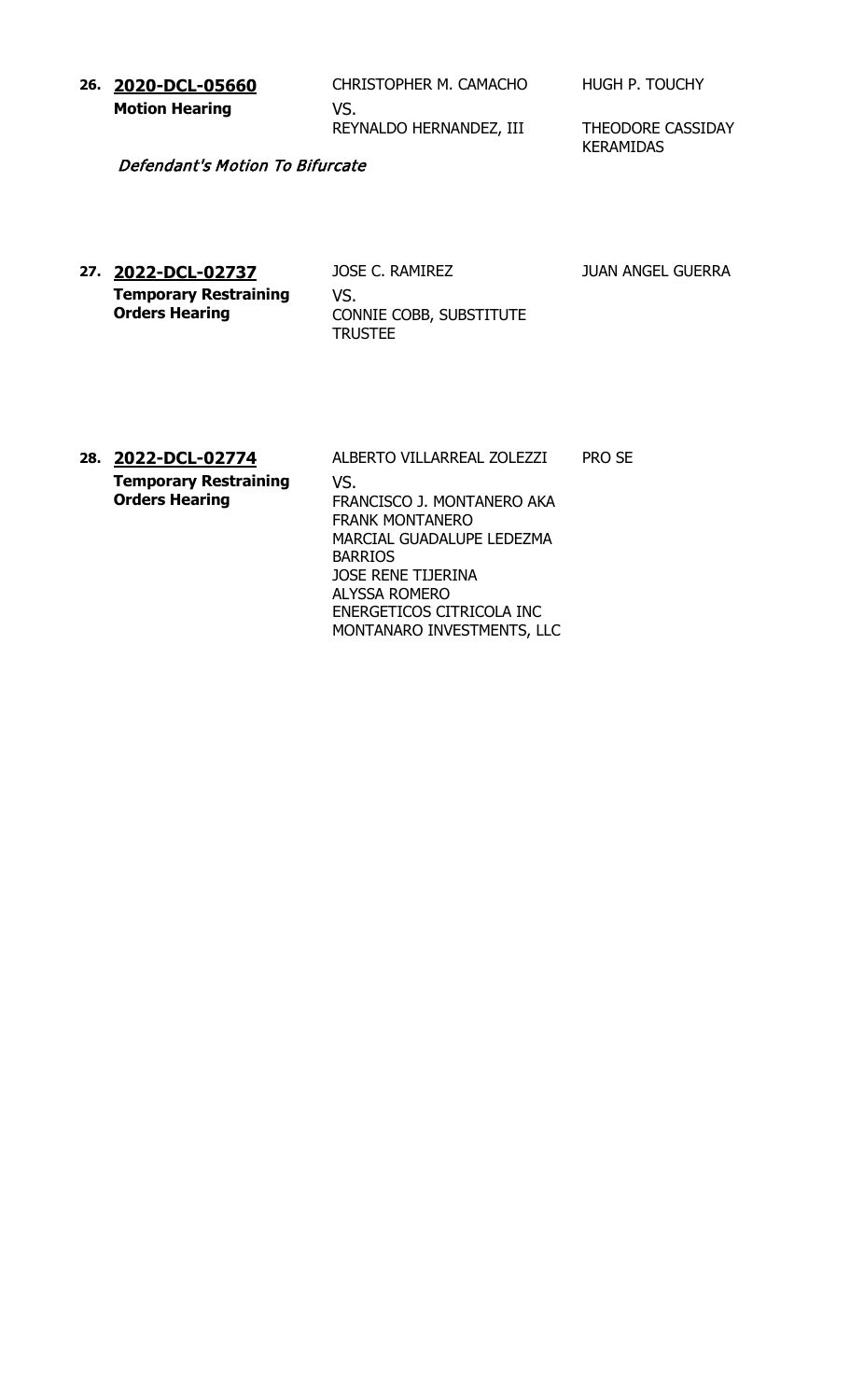**26. 2020-DCL-05660**
**Motion Hearing**

CHRISTOPHER M. CAMACHO — HUGH P. TOUCHY
VS.
REYNALDO HERNANDEZ, III — THEODORE CASSIDAY KERAMIDAS

*Defendant's Motion To Bifurcate*

**27. 2022-DCL-02737**
**Temporary Restraining Orders Hearing**

JOSE C. RAMIREZ — JUAN ANGEL GUERRA
VS.
CONNIE COBB, SUBSTITUTE TRUSTEE

**28. 2022-DCL-02774**
**Temporary Restraining Orders Hearing**

ALBERTO VILLARREAL ZOLEZZI — PRO SE
VS.
FRANCISCO J. MONTANERO AKA FRANK MONTANERO
MARCIAL GUADALUPE LEDEZMA BARRIOS
JOSE RENE TIJERINA
ALYSSA ROMERO
ENERGETICOS CITRICOLA INC
MONTANARO INVESTMENTS, LLC